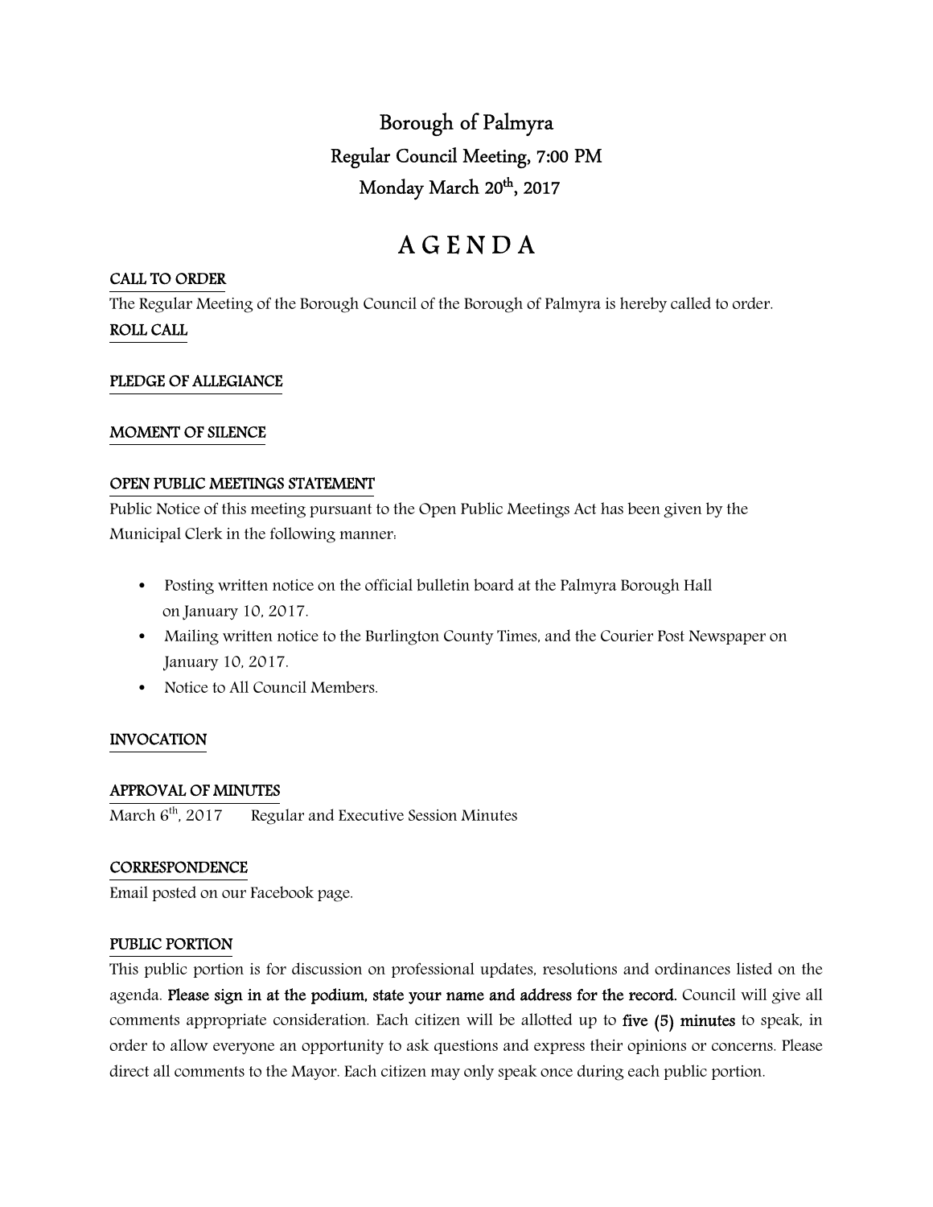# Borough of Palmyra

## Regular Council Meeting, 7:00 PM

## Monday March 20th, 2017

# A G E N D A

**CALL TO ORDER**

The Regular Meeting of the Borough Council of the Borough of Palmyra is hereby called to order.

**ROLL CALL**

**PLEDGE OF ALLEGIANCE**

**MOMENT OF SILENCE**

**OPEN PUBLIC MEETINGS STATEMENT**

Public Notice of this meeting pursuant to the Open Public Meetings Act has been given by the Municipal Clerk in the following manner:

- Posting written notice on the official bulletin board at the Palmyra Borough Hall on January 10, 2017.
- Mailing written notice to the Burlington County Times, and the Courier Post Newspaper on January 10, 2017.
- Notice to All Council Members.

**INVOCATION**

**APPROVAL OF MINUTES**

March 6th, 2017 Regular and Executive Session Minutes

**CORRESPONDENCE**

Email posted on our Facebook page.

**PUBLIC PORTION**

This public portion is for discussion on professional updates, resolutions and ordinances listed on the agenda. **Please sign in at the podium, state your name and address for the record.** Council will give all comments appropriate consideration. Each citizen will be allotted up to **five (5) minutes** to speak, in order to allow everyone an opportunity to ask questions and express their opinions or concerns. Please direct all comments to the Mayor. Each citizen may only speak once during each public portion.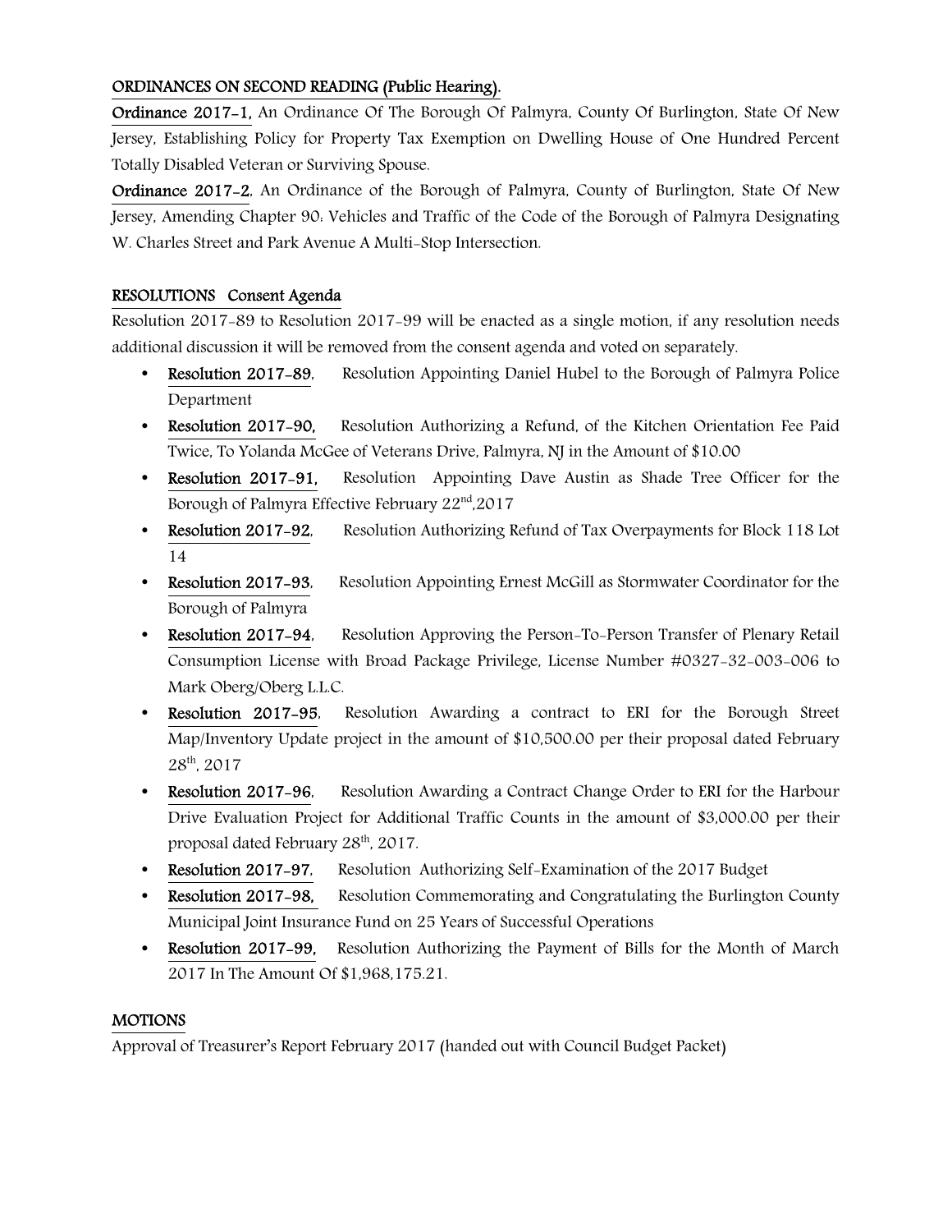**ORDINANCES ON SECOND READING (Public Hearing).**

**Ordinance 2017-1,** An Ordinance Of The Borough Of Palmyra, County Of Burlington, State Of New Jersey, Establishing Policy for Property Tax Exemption on Dwelling House of One Hundred Percent Totally Disabled Veteran or Surviving Spouse.

**Ordinance 2017-2**, An Ordinance of the Borough of Palmyra, County of Burlington, State Of New Jersey, Amending Chapter 90: Vehicles and Traffic of the Code of the Borough of Palmyra Designating W. Charles Street and Park Avenue A Multi-Stop Intersection.

**RESOLUTIONS Consent Agenda**

Resolution 2017-89 to Resolution 2017-99 will be enacted as a single motion, if any resolution needs additional discussion it will be removed from the consent agenda and voted on separately.

- **Resolution 2017-89**, Resolution Appointing Daniel Hubel to the Borough of Palmyra Police Department
- **Resolution 2017-90,** Resolution Authorizing a Refund, of the Kitchen Orientation Fee Paid Twice, To Yolanda McGee of Veterans Drive, Palmyra, NJ in the Amount of $10.00
- **Resolution 2017-91,** Resolution Appointing Dave Austin as Shade Tree Officer for the Borough of Palmyra Effective February 22nd,2017
- **Resolution 2017-92**, Resolution Authorizing Refund of Tax Overpayments for Block 118 Lot 14
- **Resolution 2017-93**, Resolution Appointing Ernest McGill as Stormwater Coordinator for the Borough of Palmyra
- **Resolution 2017-94**, Resolution Approving the Person-To-Person Transfer of Plenary Retail Consumption License with Broad Package Privilege, License Number #0327-32-003-006 to Mark Oberg/Oberg L.L.C.
- **Resolution 2017-95**, Resolution Awarding a contract to ERI for the Borough Street Map/Inventory Update project in the amount of $10,500.00 per their proposal dated February 28th, 2017
- **Resolution 2017-96**, Resolution Awarding a Contract Change Order to ERI for the Harbour Drive Evaluation Project for Additional Traffic Counts in the amount of $3,000.00 per their proposal dated February 28th, 2017.
- **Resolution 2017-97**, Resolution Authorizing Self-Examination of the 2017 Budget
- **Resolution 2017-98,** Resolution Commemorating and Congratulating the Burlington County Municipal Joint Insurance Fund on 25 Years of Successful Operations
- **Resolution 2017-99,** Resolution Authorizing the Payment of Bills for the Month of March 2017 In The Amount Of $1,968,175.21.

**MOTIONS**

Approval of Treasurer's Report February 2017 (handed out with Council Budget Packet)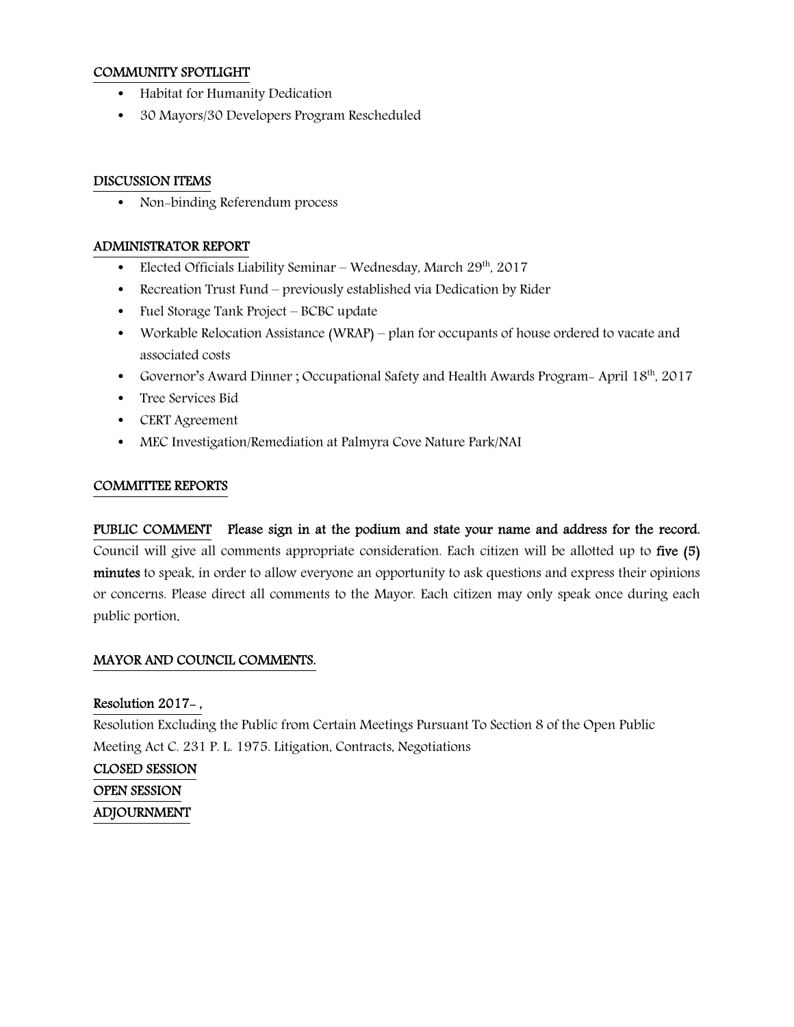## COMMUNITY SPOTLIGHT

- Habitat for Humanity Dedication
- 30 Mayors/30 Developers Program Rescheduled

## DISCUSSION ITEMS

- Non-binding Referendum process

## ADMINISTRATOR REPORT

- Elected Officials Liability Seminar – Wednesday, March 29th, 2017
- Recreation Trust Fund – previously established via Dedication by Rider
- Fuel Storage Tank Project – BCBC update
- Workable Relocation Assistance (WRAP) – plan for occupants of house ordered to vacate and associated costs
- Governor's Award Dinner ; Occupational Safety and Health Awards Program- April 18th, 2017
- Tree Services Bid
- CERT Agreement
- MEC Investigation/Remediation at Palmyra Cove Nature Park/NAI

## COMMITTEE REPORTS

**PUBLIC COMMENT** **Please sign in at the podium and state your name and address for the record.** Council will give all comments appropriate consideration. Each citizen will be allotted up to **five (5) minutes** to speak, in order to allow everyone an opportunity to ask questions and express their opinions or concerns. Please direct all comments to the Mayor. Each citizen may only speak once during each public portion.

## MAYOR AND COUNCIL COMMENTS.

**Resolution 2017- ,**

Resolution Excluding the Public from Certain Meetings Pursuant To Section 8 of the Open Public Meeting Act C. 231 P. L. 1975. Litigation, Contracts, Negotiations

## CLOSED SESSION

## OPEN SESSION

## ADJOURNMENT